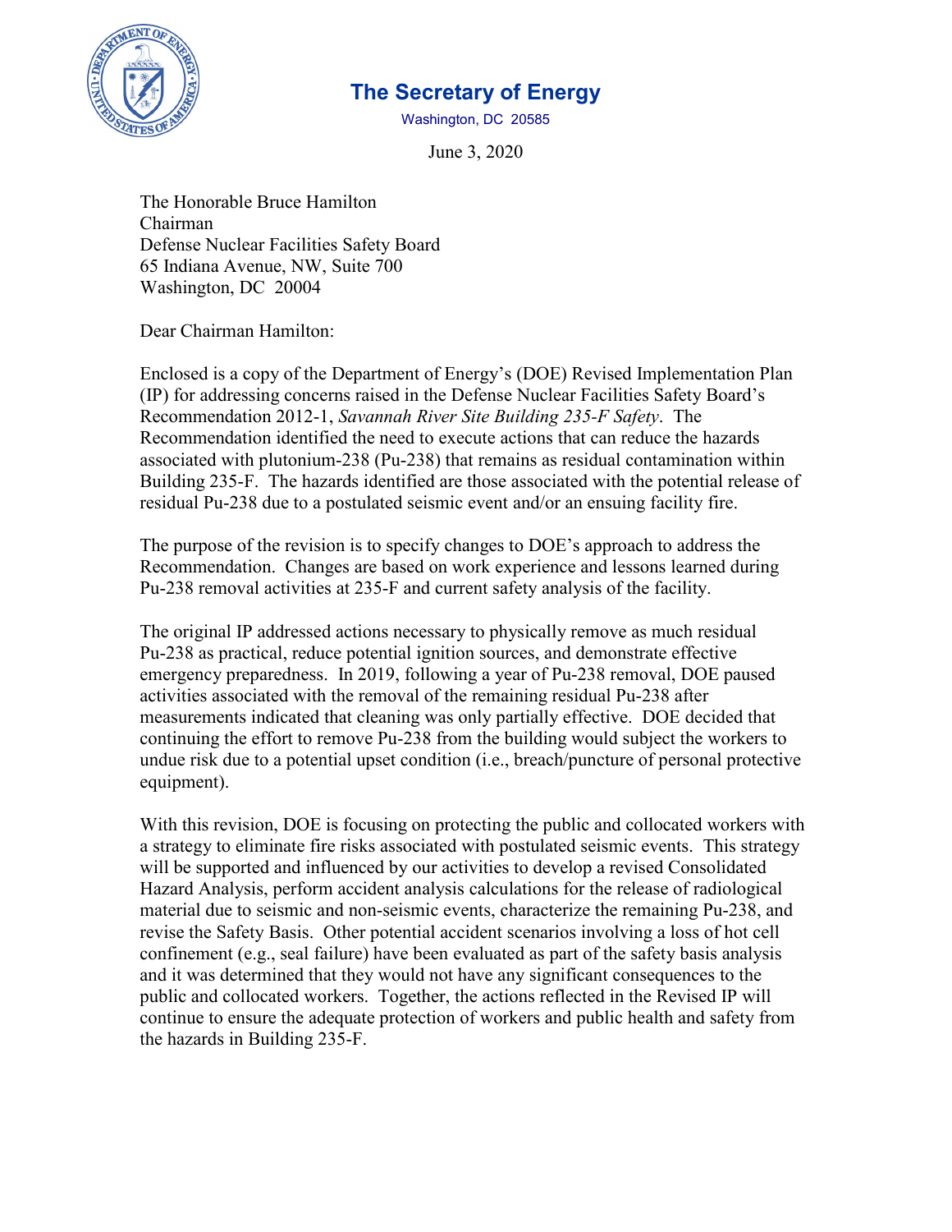# The Secretary of Energy

Washington, DC 20585

June 3, 2020

The Honorable Bruce Hamilton
Chairman
Defense Nuclear Facilities Safety Board
65 Indiana Avenue, NW, Suite 700
Washington, DC 20004

Dear Chairman Hamilton:

Enclosed is a copy of the Department of Energy's (DOE) Revised Implementation Plan (IP) for addressing concerns raised in the Defense Nuclear Facilities Safety Board's Recommendation 2012-1, *Savannah River Site Building 235-F Safety*. The Recommendation identified the need to execute actions that can reduce the hazards associated with plutonium-238 (Pu-238) that remains as residual contamination within Building 235-F. The hazards identified are those associated with the potential release of residual Pu-238 due to a postulated seismic event and/or an ensuing facility fire.

The purpose of the revision is to specify changes to DOE's approach to address the Recommendation. Changes are based on work experience and lessons learned during Pu-238 removal activities at 235-F and current safety analysis of the facility.

The original IP addressed actions necessary to physically remove as much residual Pu-238 as practical, reduce potential ignition sources, and demonstrate effective emergency preparedness. In 2019, following a year of Pu-238 removal, DOE paused activities associated with the removal of the remaining residual Pu-238 after measurements indicated that cleaning was only partially effective. DOE decided that continuing the effort to remove Pu-238 from the building would subject the workers to undue risk due to a potential upset condition (i.e., breach/puncture of personal protective equipment).

With this revision, DOE is focusing on protecting the public and collocated workers with a strategy to eliminate fire risks associated with postulated seismic events. This strategy will be supported and influenced by our activities to develop a revised Consolidated Hazard Analysis, perform accident analysis calculations for the release of radiological material due to seismic and non-seismic events, characterize the remaining Pu-238, and revise the Safety Basis. Other potential accident scenarios involving a loss of hot cell confinement (e.g., seal failure) have been evaluated as part of the safety basis analysis and it was determined that they would not have any significant consequences to the public and collocated workers. Together, the actions reflected in the Revised IP will continue to ensure the adequate protection of workers and public health and safety from the hazards in Building 235-F.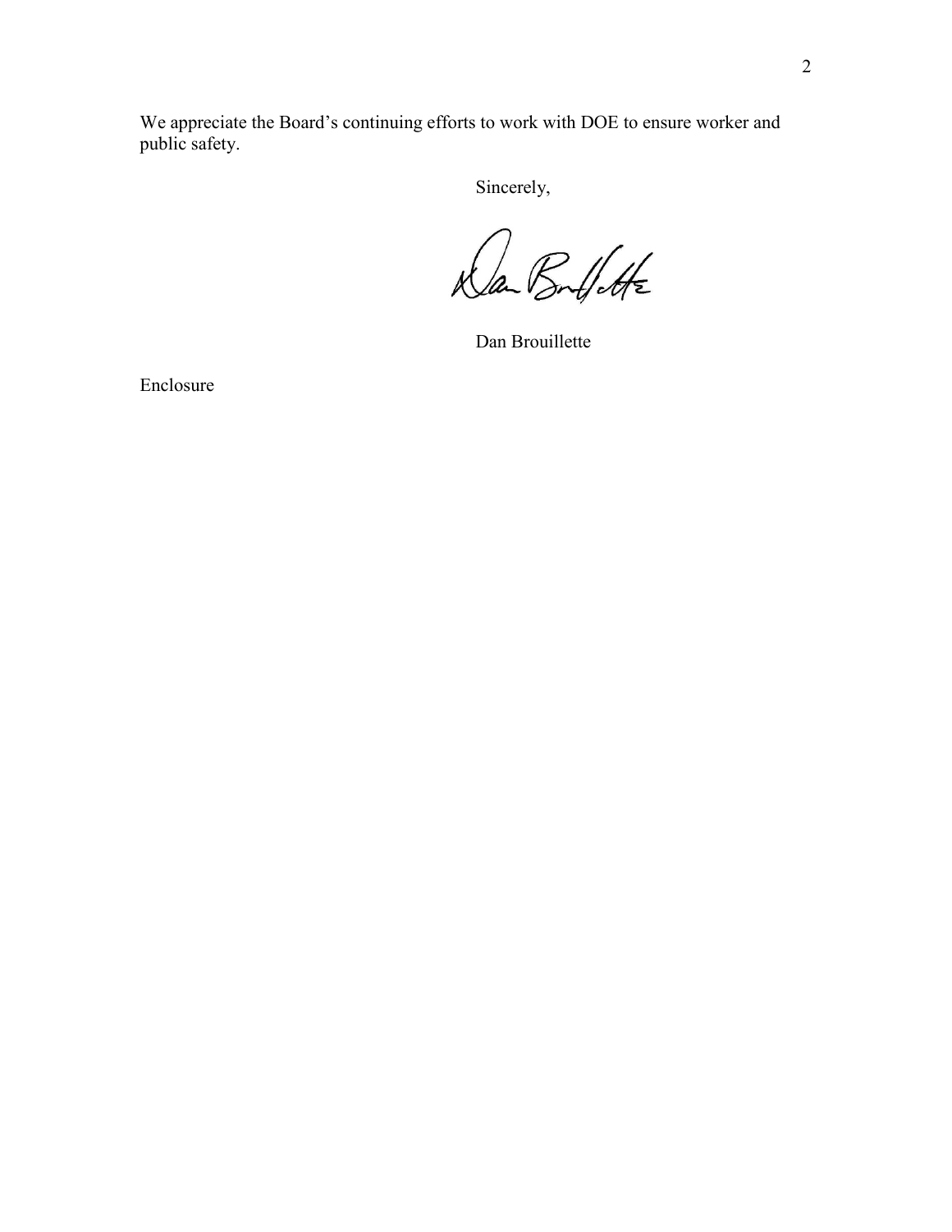We appreciate the Board's continuing efforts to work with DOE to ensure worker and public safety.

Sincerely,

Dan Brouillette

Enclosure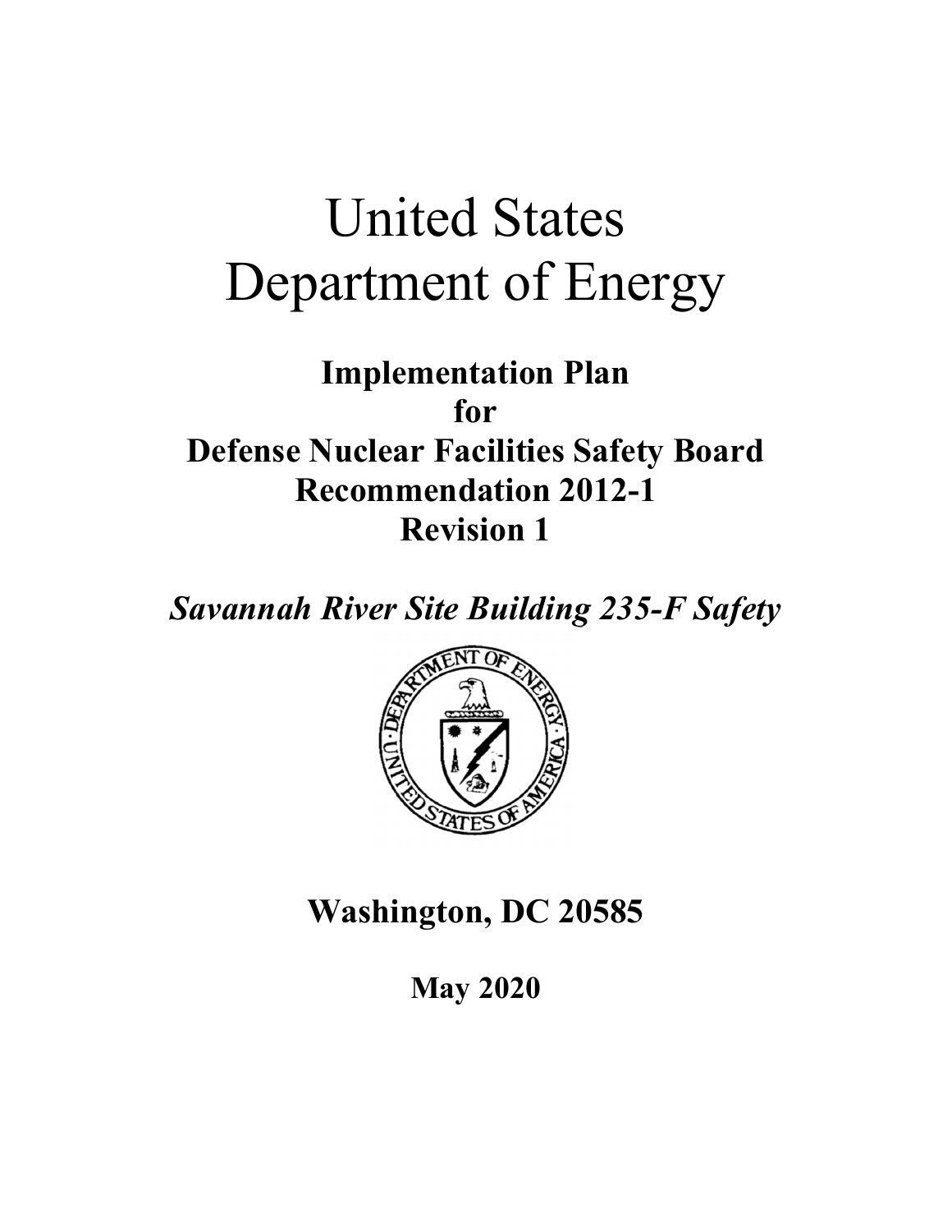# United States Department of Energy

## Implementation Plan for Defense Nuclear Facilities Safety Board Recommendation 2012-1 Revision 1

***Savannah River Site Building 235-F Safety***

**Washington, DC 20585**

**May 2020**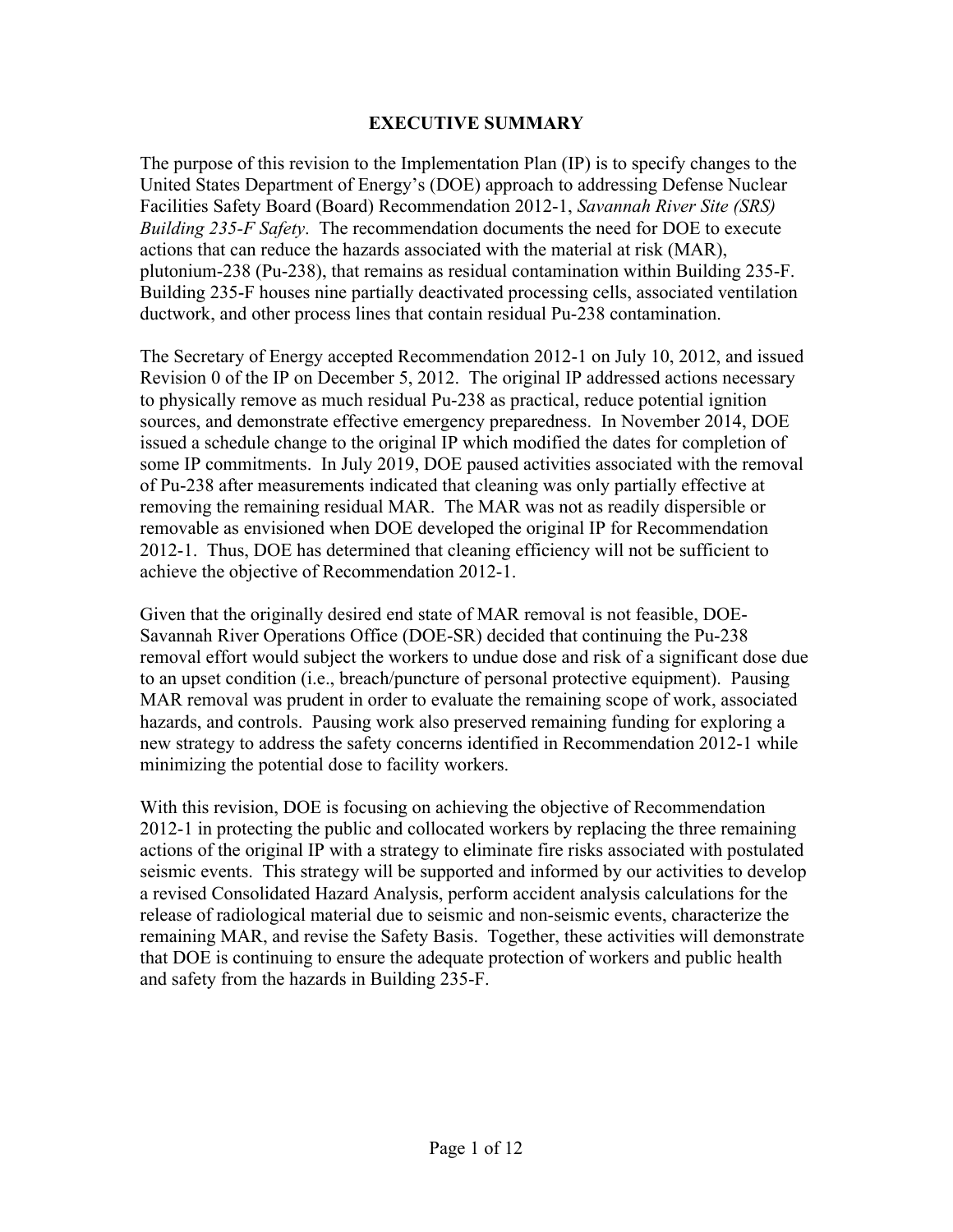## EXECUTIVE SUMMARY

The purpose of this revision to the Implementation Plan (IP) is to specify changes to the United States Department of Energy's (DOE) approach to addressing Defense Nuclear Facilities Safety Board (Board) Recommendation 2012-1, *Savannah River Site (SRS) Building 235-F Safety*. The recommendation documents the need for DOE to execute actions that can reduce the hazards associated with the material at risk (MAR), plutonium-238 (Pu-238), that remains as residual contamination within Building 235-F. Building 235-F houses nine partially deactivated processing cells, associated ventilation ductwork, and other process lines that contain residual Pu-238 contamination.

The Secretary of Energy accepted Recommendation 2012-1 on July 10, 2012, and issued Revision 0 of the IP on December 5, 2012. The original IP addressed actions necessary to physically remove as much residual Pu-238 as practical, reduce potential ignition sources, and demonstrate effective emergency preparedness. In November 2014, DOE issued a schedule change to the original IP which modified the dates for completion of some IP commitments. In July 2019, DOE paused activities associated with the removal of Pu-238 after measurements indicated that cleaning was only partially effective at removing the remaining residual MAR. The MAR was not as readily dispersible or removable as envisioned when DOE developed the original IP for Recommendation 2012-1. Thus, DOE has determined that cleaning efficiency will not be sufficient to achieve the objective of Recommendation 2012-1.

Given that the originally desired end state of MAR removal is not feasible, DOE-Savannah River Operations Office (DOE-SR) decided that continuing the Pu-238 removal effort would subject the workers to undue dose and risk of a significant dose due to an upset condition (i.e., breach/puncture of personal protective equipment). Pausing MAR removal was prudent in order to evaluate the remaining scope of work, associated hazards, and controls. Pausing work also preserved remaining funding for exploring a new strategy to address the safety concerns identified in Recommendation 2012-1 while minimizing the potential dose to facility workers.

With this revision, DOE is focusing on achieving the objective of Recommendation 2012-1 in protecting the public and collocated workers by replacing the three remaining actions of the original IP with a strategy to eliminate fire risks associated with postulated seismic events. This strategy will be supported and informed by our activities to develop a revised Consolidated Hazard Analysis, perform accident analysis calculations for the release of radiological material due to seismic and non-seismic events, characterize the remaining MAR, and revise the Safety Basis. Together, these activities will demonstrate that DOE is continuing to ensure the adequate protection of workers and public health and safety from the hazards in Building 235-F.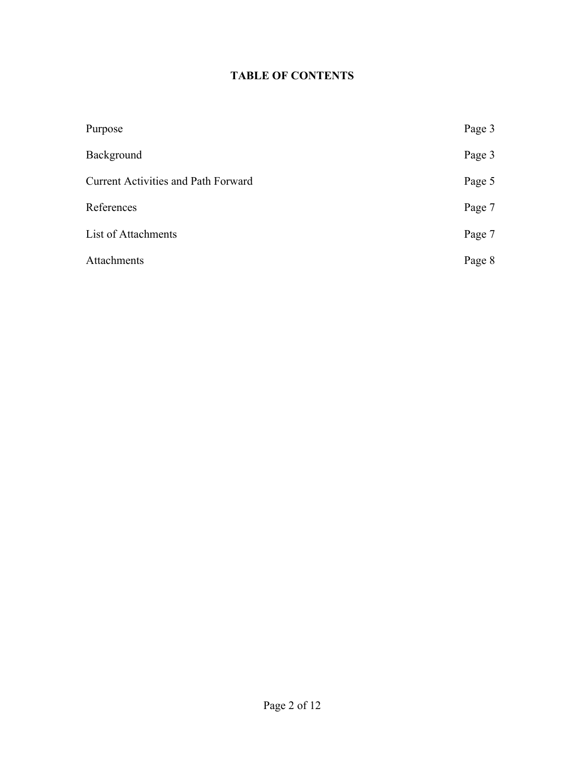# TABLE OF CONTENTS

| | |
|---|---|
| Purpose | Page 3 |
| Background | Page 3 |
| Current Activities and Path Forward | Page 5 |
| References | Page 7 |
| List of Attachments | Page 7 |
| Attachments | Page 8 |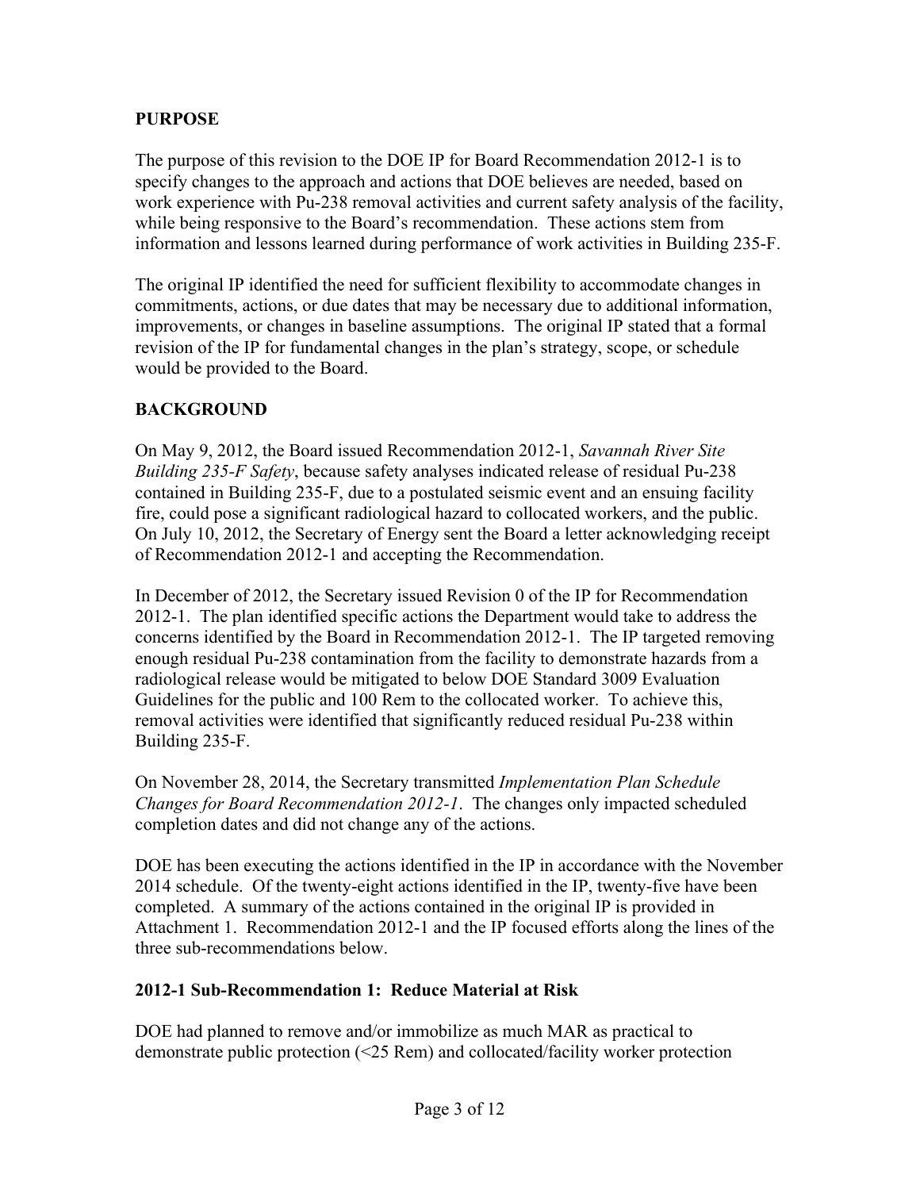## PURPOSE

The purpose of this revision to the DOE IP for Board Recommendation 2012-1 is to specify changes to the approach and actions that DOE believes are needed, based on work experience with Pu-238 removal activities and current safety analysis of the facility, while being responsive to the Board's recommendation. These actions stem from information and lessons learned during performance of work activities in Building 235-F.

The original IP identified the need for sufficient flexibility to accommodate changes in commitments, actions, or due dates that may be necessary due to additional information, improvements, or changes in baseline assumptions. The original IP stated that a formal revision of the IP for fundamental changes in the plan's strategy, scope, or schedule would be provided to the Board.

## BACKGROUND

On May 9, 2012, the Board issued Recommendation 2012-1, *Savannah River Site Building 235-F Safety*, because safety analyses indicated release of residual Pu-238 contained in Building 235-F, due to a postulated seismic event and an ensuing facility fire, could pose a significant radiological hazard to collocated workers, and the public. On July 10, 2012, the Secretary of Energy sent the Board a letter acknowledging receipt of Recommendation 2012-1 and accepting the Recommendation.

In December of 2012, the Secretary issued Revision 0 of the IP for Recommendation 2012-1. The plan identified specific actions the Department would take to address the concerns identified by the Board in Recommendation 2012-1. The IP targeted removing enough residual Pu-238 contamination from the facility to demonstrate hazards from a radiological release would be mitigated to below DOE Standard 3009 Evaluation Guidelines for the public and 100 Rem to the collocated worker. To achieve this, removal activities were identified that significantly reduced residual Pu-238 within Building 235-F.

On November 28, 2014, the Secretary transmitted *Implementation Plan Schedule Changes for Board Recommendation 2012-1*. The changes only impacted scheduled completion dates and did not change any of the actions.

DOE has been executing the actions identified in the IP in accordance with the November 2014 schedule. Of the twenty-eight actions identified in the IP, twenty-five have been completed. A summary of the actions contained in the original IP is provided in Attachment 1. Recommendation 2012-1 and the IP focused efforts along the lines of the three sub-recommendations below.

### 2012-1 Sub-Recommendation 1: Reduce Material at Risk

DOE had planned to remove and/or immobilize as much MAR as practical to demonstrate public protection (<25 Rem) and collocated/facility worker protection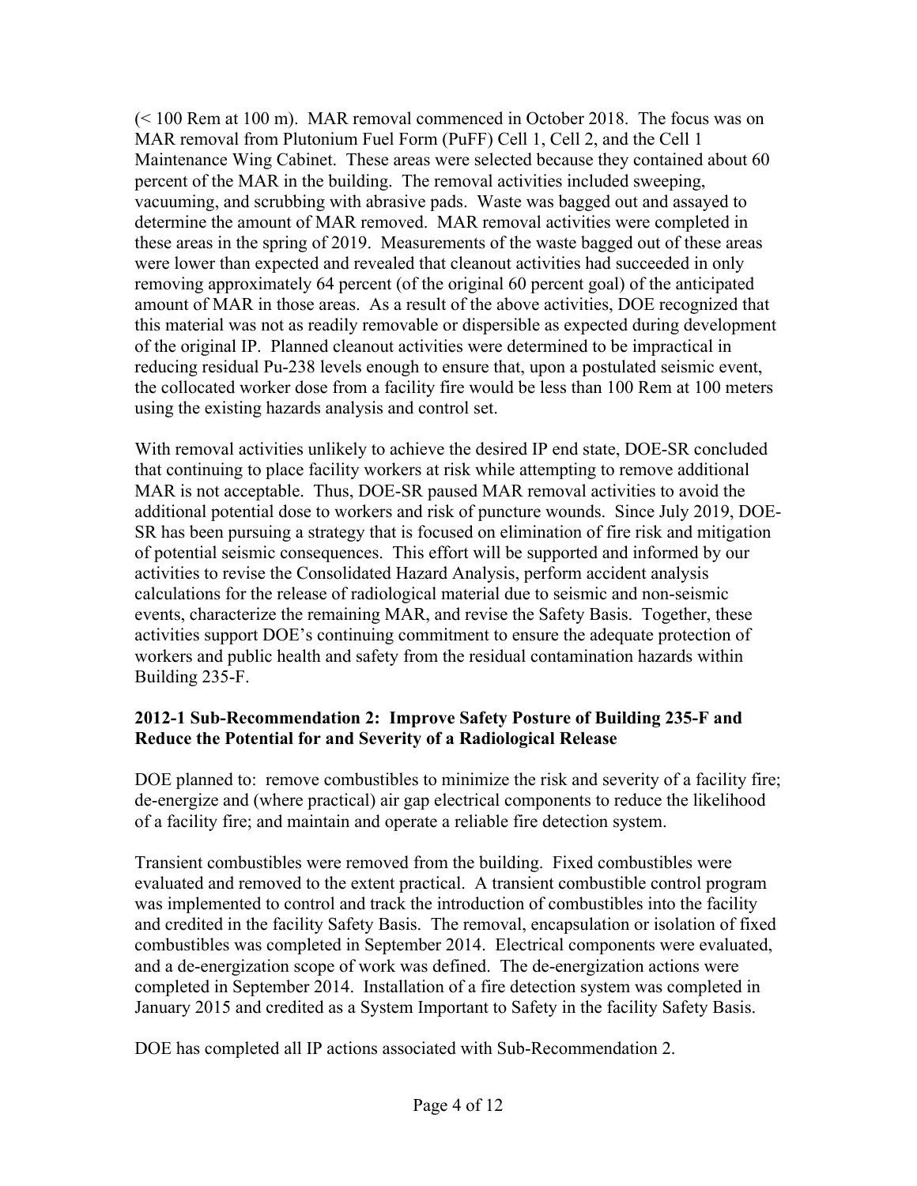(< 100 Rem at 100 m). MAR removal commenced in October 2018. The focus was on MAR removal from Plutonium Fuel Form (PuFF) Cell 1, Cell 2, and the Cell 1 Maintenance Wing Cabinet. These areas were selected because they contained about 60 percent of the MAR in the building. The removal activities included sweeping, vacuuming, and scrubbing with abrasive pads. Waste was bagged out and assayed to determine the amount of MAR removed. MAR removal activities were completed in these areas in the spring of 2019. Measurements of the waste bagged out of these areas were lower than expected and revealed that cleanout activities had succeeded in only removing approximately 64 percent (of the original 60 percent goal) of the anticipated amount of MAR in those areas. As a result of the above activities, DOE recognized that this material was not as readily removable or dispersible as expected during development of the original IP. Planned cleanout activities were determined to be impractical in reducing residual Pu-238 levels enough to ensure that, upon a postulated seismic event, the collocated worker dose from a facility fire would be less than 100 Rem at 100 meters using the existing hazards analysis and control set.

With removal activities unlikely to achieve the desired IP end state, DOE-SR concluded that continuing to place facility workers at risk while attempting to remove additional MAR is not acceptable. Thus, DOE-SR paused MAR removal activities to avoid the additional potential dose to workers and risk of puncture wounds. Since July 2019, DOE-SR has been pursuing a strategy that is focused on elimination of fire risk and mitigation of potential seismic consequences. This effort will be supported and informed by our activities to revise the Consolidated Hazard Analysis, perform accident analysis calculations for the release of radiological material due to seismic and non-seismic events, characterize the remaining MAR, and revise the Safety Basis. Together, these activities support DOE's continuing commitment to ensure the adequate protection of workers and public health and safety from the residual contamination hazards within Building 235-F.

**2012-1 Sub-Recommendation 2: Improve Safety Posture of Building 235-F and Reduce the Potential for and Severity of a Radiological Release**

DOE planned to: remove combustibles to minimize the risk and severity of a facility fire; de-energize and (where practical) air gap electrical components to reduce the likelihood of a facility fire; and maintain and operate a reliable fire detection system.

Transient combustibles were removed from the building. Fixed combustibles were evaluated and removed to the extent practical. A transient combustible control program was implemented to control and track the introduction of combustibles into the facility and credited in the facility Safety Basis. The removal, encapsulation or isolation of fixed combustibles was completed in September 2014. Electrical components were evaluated, and a de-energization scope of work was defined. The de-energization actions were completed in September 2014. Installation of a fire detection system was completed in January 2015 and credited as a System Important to Safety in the facility Safety Basis.

DOE has completed all IP actions associated with Sub-Recommendation 2.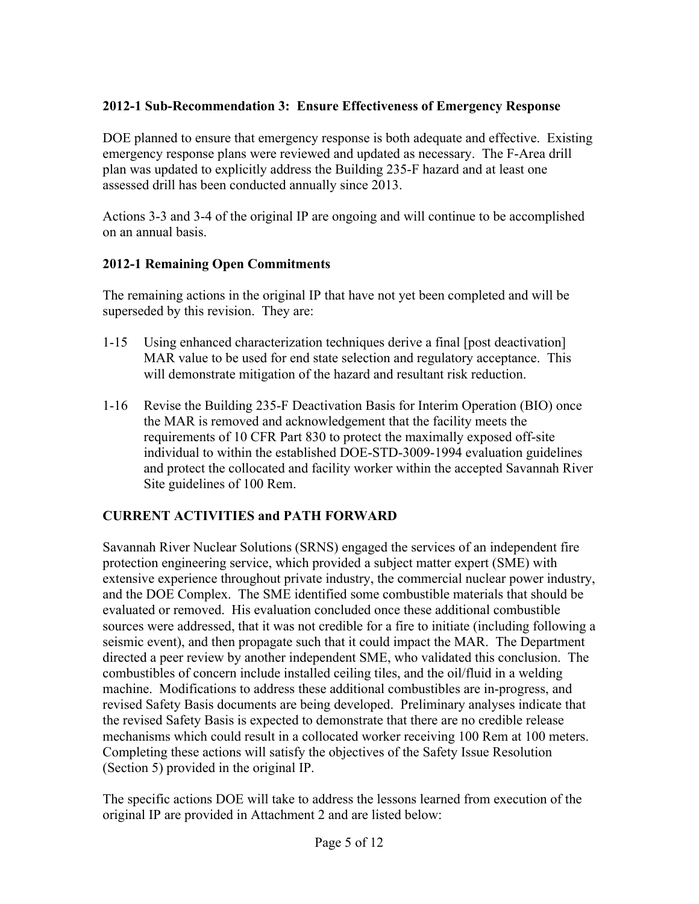### 2012-1 Sub-Recommendation 3: Ensure Effectiveness of Emergency Response

DOE planned to ensure that emergency response is both adequate and effective. Existing emergency response plans were reviewed and updated as necessary. The F-Area drill plan was updated to explicitly address the Building 235-F hazard and at least one assessed drill has been conducted annually since 2013.

Actions 3-3 and 3-4 of the original IP are ongoing and will continue to be accomplished on an annual basis.

### 2012-1 Remaining Open Commitments

The remaining actions in the original IP that have not yet been completed and will be superseded by this revision. They are:

- 1-15 Using enhanced characterization techniques derive a final [post deactivation] MAR value to be used for end state selection and regulatory acceptance. This will demonstrate mitigation of the hazard and resultant risk reduction.
- 1-16 Revise the Building 235-F Deactivation Basis for Interim Operation (BIO) once the MAR is removed and acknowledgement that the facility meets the requirements of 10 CFR Part 830 to protect the maximally exposed off-site individual to within the established DOE-STD-3009-1994 evaluation guidelines and protect the collocated and facility worker within the accepted Savannah River Site guidelines of 100 Rem.

## CURRENT ACTIVITIES and PATH FORWARD

Savannah River Nuclear Solutions (SRNS) engaged the services of an independent fire protection engineering service, which provided a subject matter expert (SME) with extensive experience throughout private industry, the commercial nuclear power industry, and the DOE Complex. The SME identified some combustible materials that should be evaluated or removed. His evaluation concluded once these additional combustible sources were addressed, that it was not credible for a fire to initiate (including following a seismic event), and then propagate such that it could impact the MAR. The Department directed a peer review by another independent SME, who validated this conclusion. The combustibles of concern include installed ceiling tiles, and the oil/fluid in a welding machine. Modifications to address these additional combustibles are in-progress, and revised Safety Basis documents are being developed. Preliminary analyses indicate that the revised Safety Basis is expected to demonstrate that there are no credible release mechanisms which could result in a collocated worker receiving 100 Rem at 100 meters. Completing these actions will satisfy the objectives of the Safety Issue Resolution (Section 5) provided in the original IP.

The specific actions DOE will take to address the lessons learned from execution of the original IP are provided in Attachment 2 and are listed below: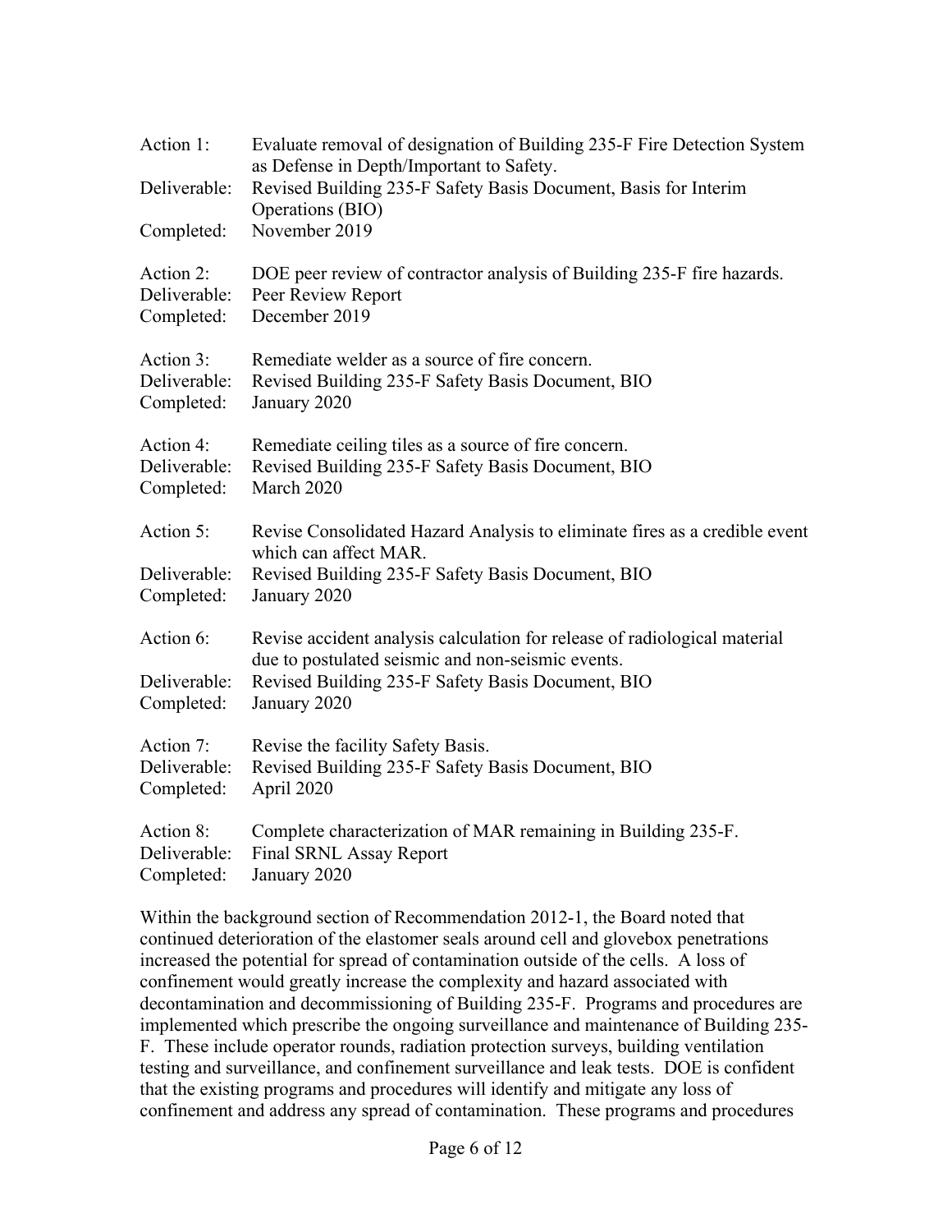Action 1: Evaluate removal of designation of Building 235-F Fire Detection System as Defense in Depth/Important to Safety.
Deliverable: Revised Building 235-F Safety Basis Document, Basis for Interim Operations (BIO)
Completed: November 2019

Action 2: DOE peer review of contractor analysis of Building 235-F fire hazards.
Deliverable: Peer Review Report
Completed: December 2019

Action 3: Remediate welder as a source of fire concern.
Deliverable: Revised Building 235-F Safety Basis Document, BIO
Completed: January 2020

Action 4: Remediate ceiling tiles as a source of fire concern.
Deliverable: Revised Building 235-F Safety Basis Document, BIO
Completed: March 2020

Action 5: Revise Consolidated Hazard Analysis to eliminate fires as a credible event which can affect MAR.
Deliverable: Revised Building 235-F Safety Basis Document, BIO
Completed: January 2020

Action 6: Revise accident analysis calculation for release of radiological material due to postulated seismic and non-seismic events.
Deliverable: Revised Building 235-F Safety Basis Document, BIO
Completed: January 2020

Action 7: Revise the facility Safety Basis.
Deliverable: Revised Building 235-F Safety Basis Document, BIO
Completed: April 2020

Action 8: Complete characterization of MAR remaining in Building 235-F.
Deliverable: Final SRNL Assay Report
Completed: January 2020

Within the background section of Recommendation 2012-1, the Board noted that continued deterioration of the elastomer seals around cell and glovebox penetrations increased the potential for spread of contamination outside of the cells. A loss of confinement would greatly increase the complexity and hazard associated with decontamination and decommissioning of Building 235-F. Programs and procedures are implemented which prescribe the ongoing surveillance and maintenance of Building 235-F. These include operator rounds, radiation protection surveys, building ventilation testing and surveillance, and confinement surveillance and leak tests. DOE is confident that the existing programs and procedures will identify and mitigate any loss of confinement and address any spread of contamination. These programs and procedures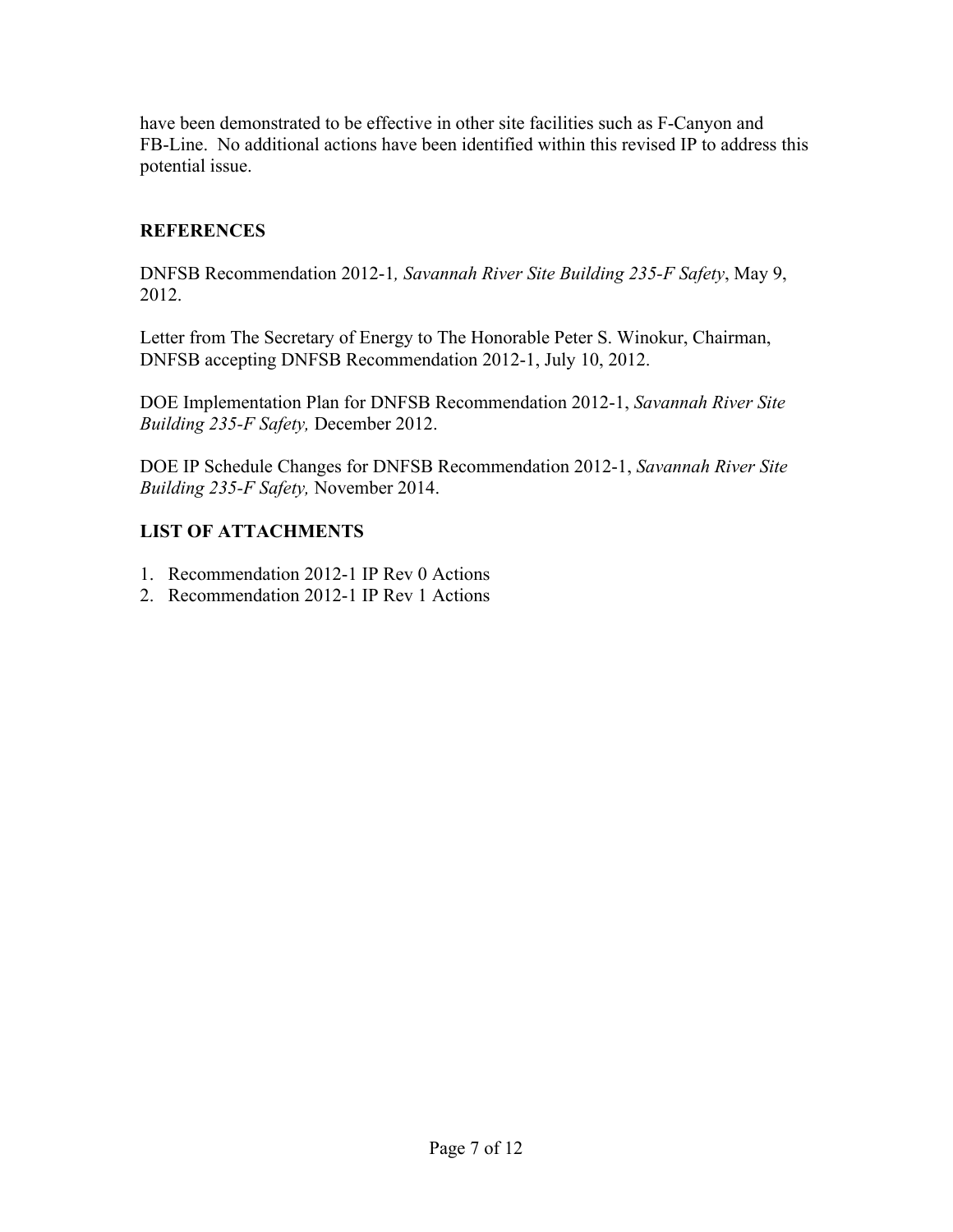have been demonstrated to be effective in other site facilities such as F-Canyon and FB-Line. No additional actions have been identified within this revised IP to address this potential issue.

## REFERENCES

DNFSB Recommendation 2012-1*, Savannah River Site Building 235-F Safety*, May 9, 2012.

Letter from The Secretary of Energy to The Honorable Peter S. Winokur, Chairman, DNFSB accepting DNFSB Recommendation 2012-1, July 10, 2012.

DOE Implementation Plan for DNFSB Recommendation 2012-1, *Savannah River Site Building 235-F Safety,* December 2012.

DOE IP Schedule Changes for DNFSB Recommendation 2012-1, *Savannah River Site Building 235-F Safety,* November 2014.

## LIST OF ATTACHMENTS

1. Recommendation 2012-1 IP Rev 0 Actions
2. Recommendation 2012-1 IP Rev 1 Actions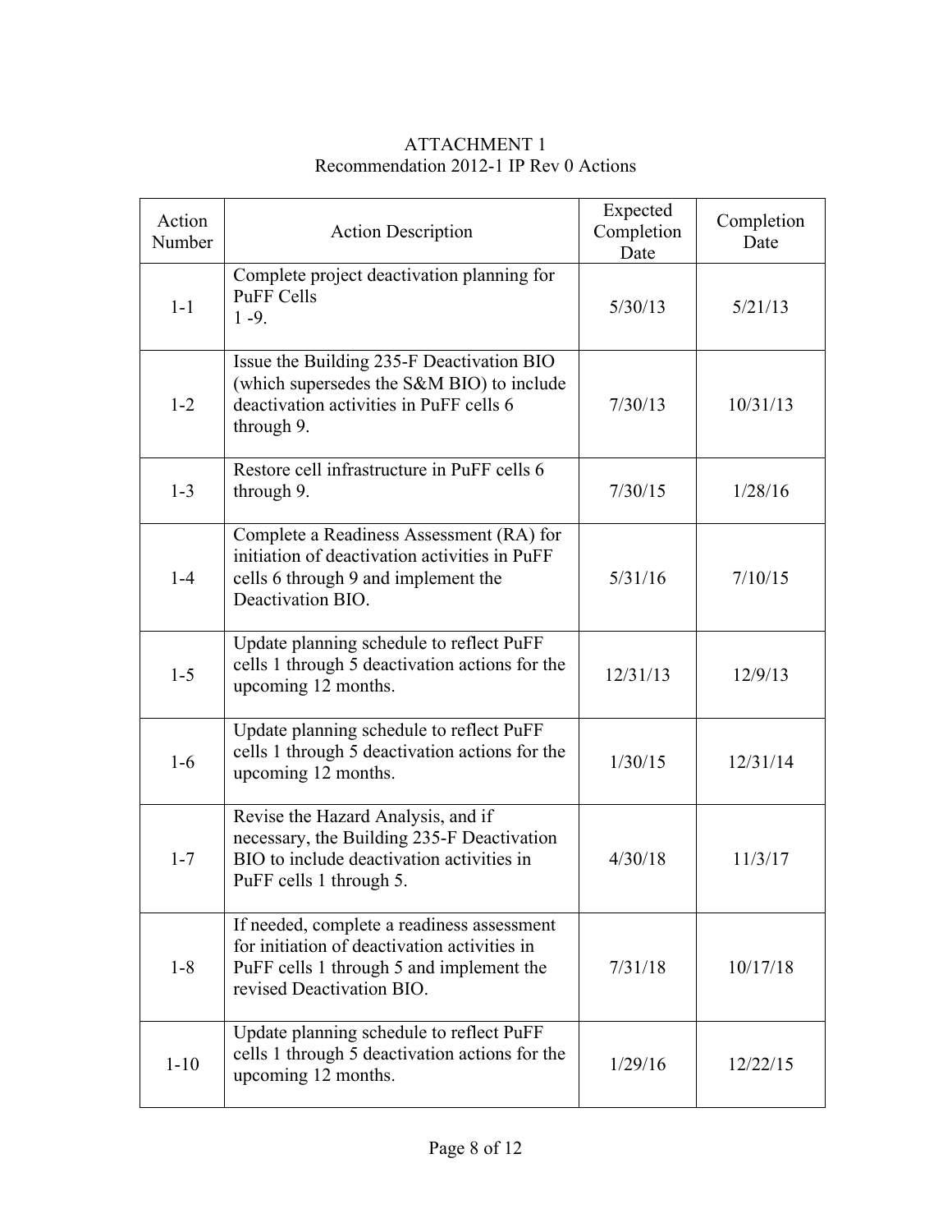ATTACHMENT 1
Recommendation 2012-1 IP Rev 0 Actions

| Action Number | Action Description | Expected Completion Date | Completion Date |
|---|---|---|---|
| 1-1 | Complete project deactivation planning for PuFF Cells 1 -9. | 5/30/13 | 5/21/13 |
| 1-2 | Issue the Building 235-F Deactivation BIO (which supersedes the S&M BIO) to include deactivation activities in PuFF cells 6 through 9. | 7/30/13 | 10/31/13 |
| 1-3 | Restore cell infrastructure in PuFF cells 6 through 9. | 7/30/15 | 1/28/16 |
| 1-4 | Complete a Readiness Assessment (RA) for initiation of deactivation activities in PuFF cells 6 through 9 and implement the Deactivation BIO. | 5/31/16 | 7/10/15 |
| 1-5 | Update planning schedule to reflect PuFF cells 1 through 5 deactivation actions for the upcoming 12 months. | 12/31/13 | 12/9/13 |
| 1-6 | Update planning schedule to reflect PuFF cells 1 through 5 deactivation actions for the upcoming 12 months. | 1/30/15 | 12/31/14 |
| 1-7 | Revise the Hazard Analysis, and if necessary, the Building 235-F Deactivation BIO to include deactivation activities in PuFF cells 1 through 5. | 4/30/18 | 11/3/17 |
| 1-8 | If needed, complete a readiness assessment for initiation of deactivation activities in PuFF cells 1 through 5 and implement the revised Deactivation BIO. | 7/31/18 | 10/17/18 |
| 1-10 | Update planning schedule to reflect PuFF cells 1 through 5 deactivation actions for the upcoming 12 months. | 1/29/16 | 12/22/15 |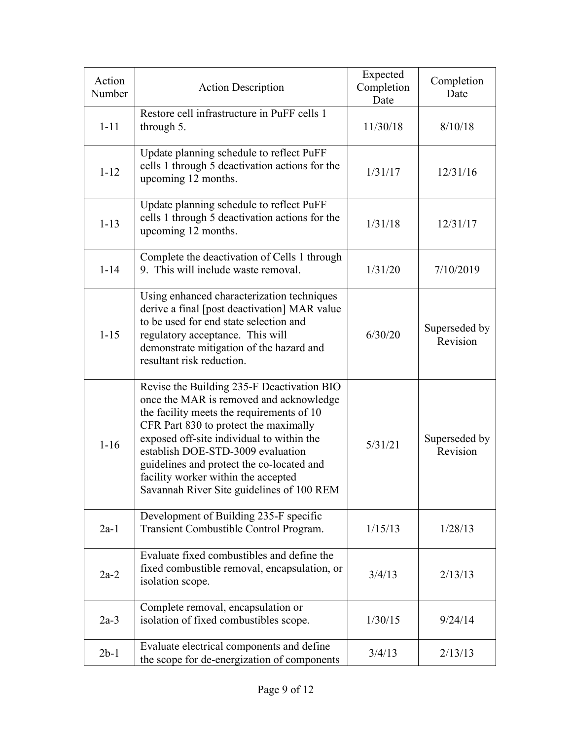| Action Number | Action Description | Expected Completion Date | Completion Date |
|---|---|---|---|
| 1-11 | Restore cell infrastructure in PuFF cells 1 through 5. | 11/30/18 | 8/10/18 |
| 1-12 | Update planning schedule to reflect PuFF cells 1 through 5 deactivation actions for the upcoming 12 months. | 1/31/17 | 12/31/16 |
| 1-13 | Update planning schedule to reflect PuFF cells 1 through 5 deactivation actions for the upcoming 12 months. | 1/31/18 | 12/31/17 |
| 1-14 | Complete the deactivation of Cells 1 through 9. This will include waste removal. | 1/31/20 | 7/10/2019 |
| 1-15 | Using enhanced characterization techniques derive a final [post deactivation] MAR value to be used for end state selection and regulatory acceptance. This will demonstrate mitigation of the hazard and resultant risk reduction. | 6/30/20 | Superseded by Revision |
| 1-16 | Revise the Building 235-F Deactivation BIO once the MAR is removed and acknowledge the facility meets the requirements of 10 CFR Part 830 to protect the maximally exposed off-site individual to within the establish DOE-STD-3009 evaluation guidelines and protect the co-located and facility worker within the accepted Savannah River Site guidelines of 100 REM | 5/31/21 | Superseded by Revision |
| 2a-1 | Development of Building 235-F specific Transient Combustible Control Program. | 1/15/13 | 1/28/13 |
| 2a-2 | Evaluate fixed combustibles and define the fixed combustible removal, encapsulation, or isolation scope. | 3/4/13 | 2/13/13 |
| 2a-3 | Complete removal, encapsulation or isolation of fixed combustibles scope. | 1/30/15 | 9/24/14 |
| 2b-1 | Evaluate electrical components and define the scope for de-energization of components | 3/4/13 | 2/13/13 |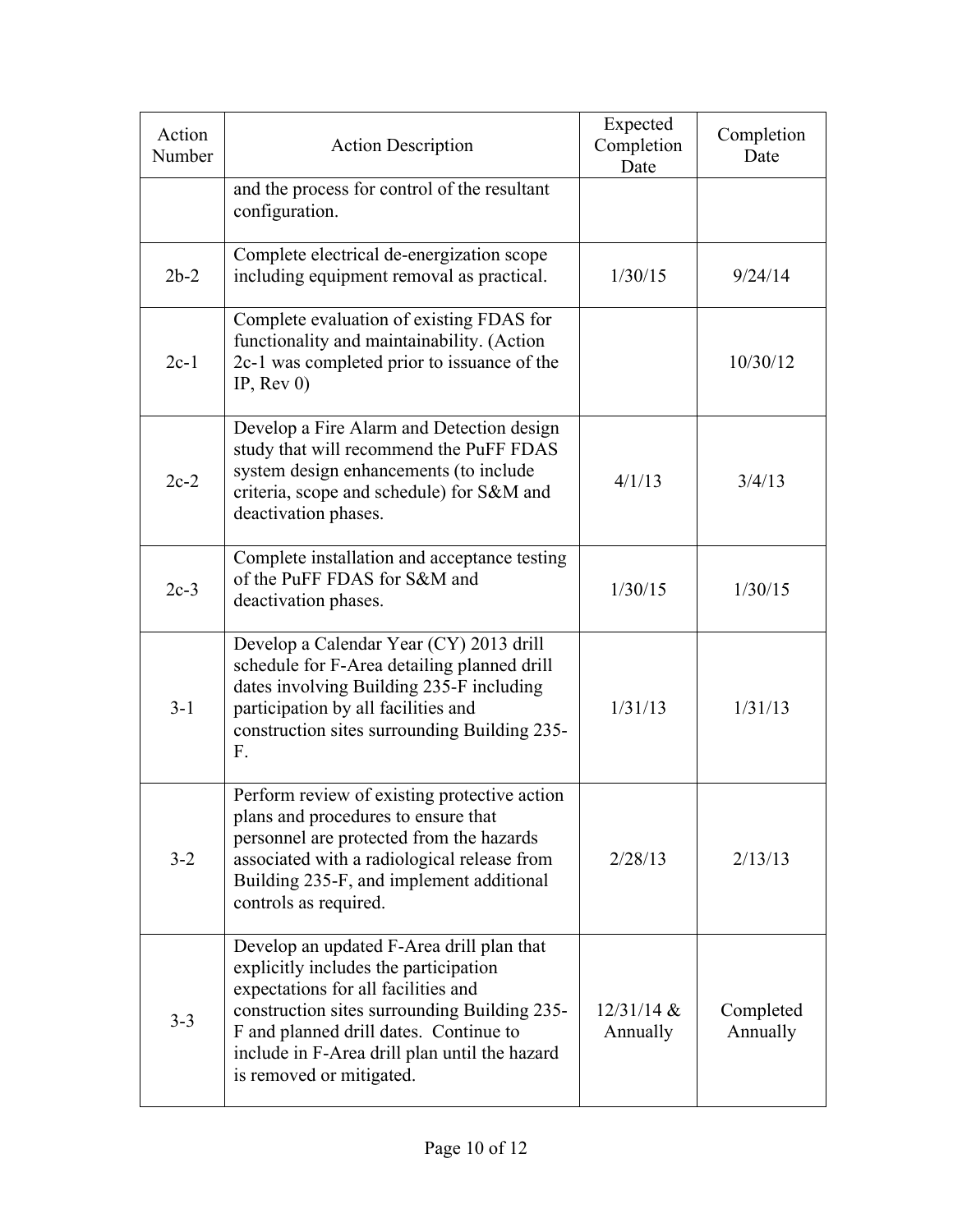| Action Number | Action Description | Expected Completion Date | Completion Date |
|---|---|---|---|
| | and the process for control of the resultant configuration. | | |
| 2b-2 | Complete electrical de-energization scope including equipment removal as practical. | 1/30/15 | 9/24/14 |
| 2c-1 | Complete evaluation of existing FDAS for functionality and maintainability. (Action 2c-1 was completed prior to issuance of the IP, Rev 0) | | 10/30/12 |
| 2c-2 | Develop a Fire Alarm and Detection design study that will recommend the PuFF FDAS system design enhancements (to include criteria, scope and schedule) for S&M and deactivation phases. | 4/1/13 | 3/4/13 |
| 2c-3 | Complete installation and acceptance testing of the PuFF FDAS for S&M and deactivation phases. | 1/30/15 | 1/30/15 |
| 3-1 | Develop a Calendar Year (CY) 2013 drill schedule for F-Area detailing planned drill dates involving Building 235-F including participation by all facilities and construction sites surrounding Building 235-F. | 1/31/13 | 1/31/13 |
| 3-2 | Perform review of existing protective action plans and procedures to ensure that personnel are protected from the hazards associated with a radiological release from Building 235-F, and implement additional controls as required. | 2/28/13 | 2/13/13 |
| 3-3 | Develop an updated F-Area drill plan that explicitly includes the participation expectations for all facilities and construction sites surrounding Building 235-F and planned drill dates. Continue to include in F-Area drill plan until the hazard is removed or mitigated. | 12/31/14 & Annually | Completed Annually |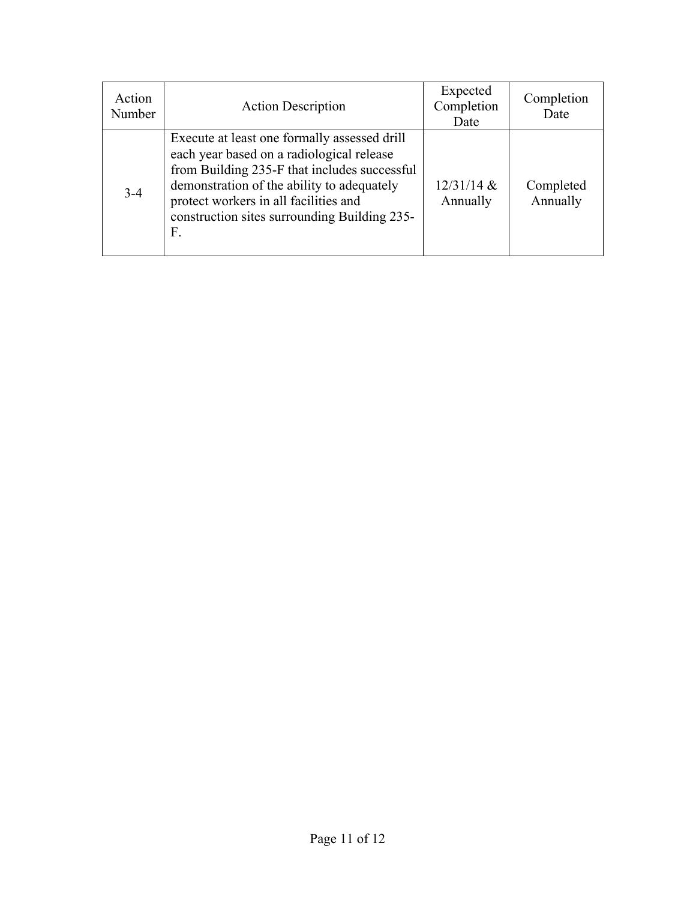| Action Number | Action Description | Expected Completion Date | Completion Date |
|---|---|---|---|
| 3-4 | Execute at least one formally assessed drill each year based on a radiological release from Building 235-F that includes successful demonstration of the ability to adequately protect workers in all facilities and construction sites surrounding Building 235-F. | 12/31/14 & Annually | Completed Annually |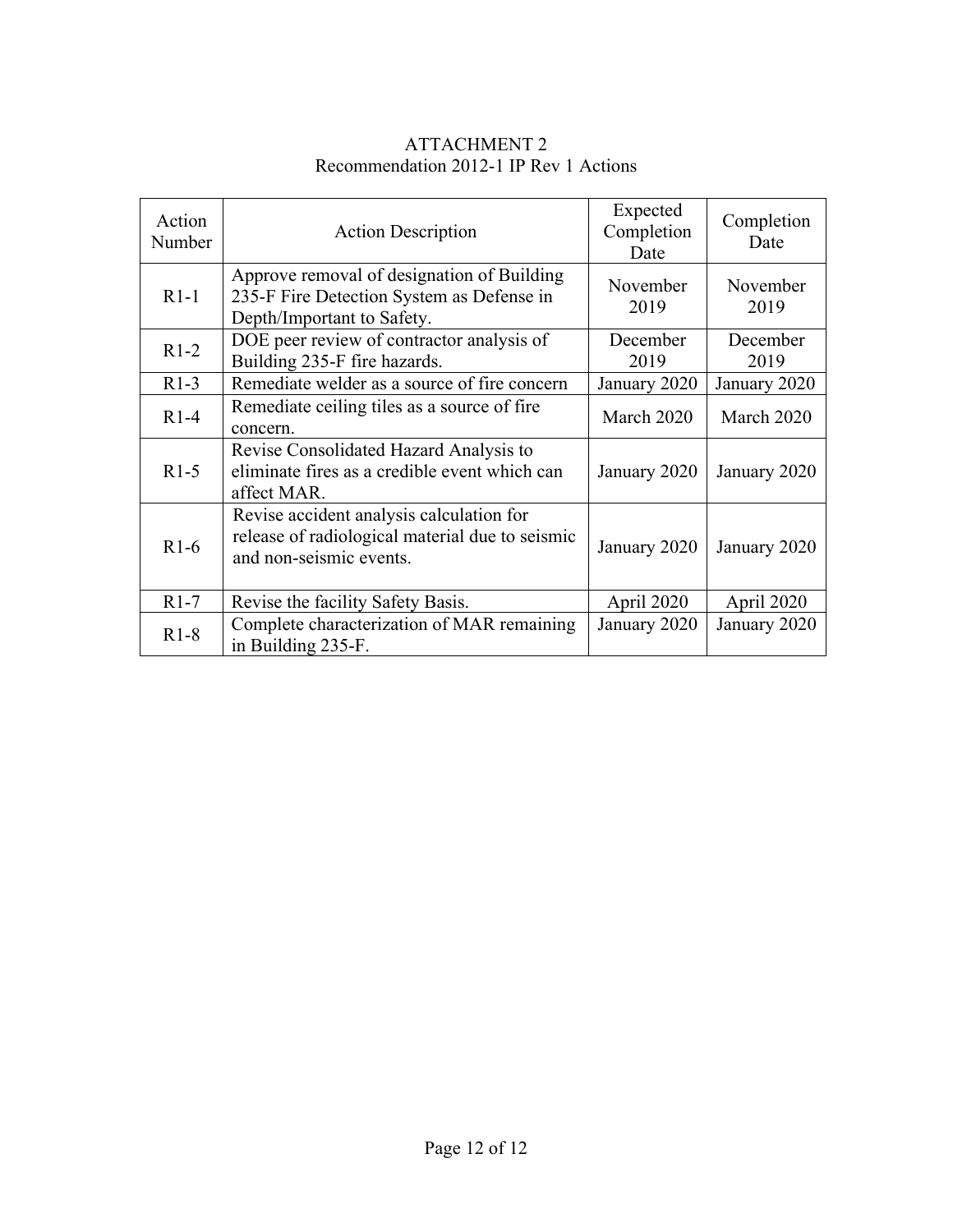ATTACHMENT 2
Recommendation 2012-1 IP Rev 1 Actions

| Action Number | Action Description | Expected Completion Date | Completion Date |
|---|---|---|---|
| R1-1 | Approve removal of designation of Building 235-F Fire Detection System as Defense in Depth/Important to Safety. | November 2019 | November 2019 |
| R1-2 | DOE peer review of contractor analysis of Building 235-F fire hazards. | December 2019 | December 2019 |
| R1-3 | Remediate welder as a source of fire concern | January 2020 | January 2020 |
| R1-4 | Remediate ceiling tiles as a source of fire concern. | March 2020 | March 2020 |
| R1-5 | Revise Consolidated Hazard Analysis to eliminate fires as a credible event which can affect MAR. | January 2020 | January 2020 |
| R1-6 | Revise accident analysis calculation for release of radiological material due to seismic and non-seismic events. | January 2020 | January 2020 |
| R1-7 | Revise the facility Safety Basis. | April 2020 | April 2020 |
| R1-8 | Complete characterization of MAR remaining in Building 235-F. | January 2020 | January 2020 |